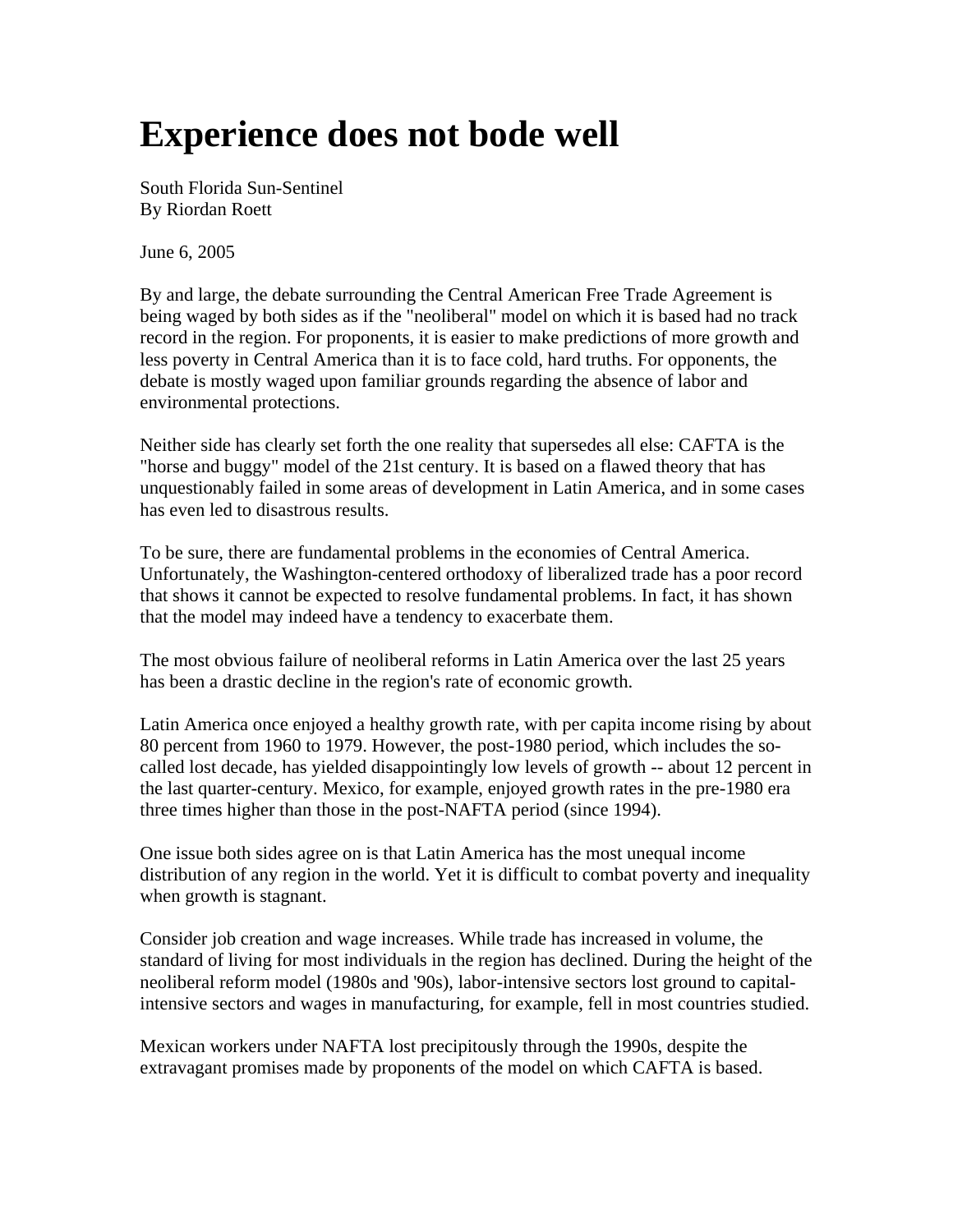# Experience does not bode well

South Florida Sun-Sentinel
By Riordan Roett

June 6, 2005

By and large, the debate surrounding the Central American Free Trade Agreement is being waged by both sides as if the "neoliberal" model on which it is based had no track record in the region. For proponents, it is easier to make predictions of more growth and less poverty in Central America than it is to face cold, hard truths. For opponents, the debate is mostly waged upon familiar grounds regarding the absence of labor and environmental protections.

Neither side has clearly set forth the one reality that supersedes all else: CAFTA is the "horse and buggy" model of the 21st century. It is based on a flawed theory that has unquestionably failed in some areas of development in Latin America, and in some cases has even led to disastrous results.

To be sure, there are fundamental problems in the economies of Central America. Unfortunately, the Washington-centered orthodoxy of liberalized trade has a poor record that shows it cannot be expected to resolve fundamental problems. In fact, it has shown that the model may indeed have a tendency to exacerbate them.

The most obvious failure of neoliberal reforms in Latin America over the last 25 years has been a drastic decline in the region's rate of economic growth.

Latin America once enjoyed a healthy growth rate, with per capita income rising by about 80 percent from 1960 to 1979. However, the post-1980 period, which includes the so-called lost decade, has yielded disappointingly low levels of growth -- about 12 percent in the last quarter-century. Mexico, for example, enjoyed growth rates in the pre-1980 era three times higher than those in the post-NAFTA period (since 1994).

One issue both sides agree on is that Latin America has the most unequal income distribution of any region in the world. Yet it is difficult to combat poverty and inequality when growth is stagnant.

Consider job creation and wage increases. While trade has increased in volume, the standard of living for most individuals in the region has declined. During the height of the neoliberal reform model (1980s and '90s), labor-intensive sectors lost ground to capital-intensive sectors and wages in manufacturing, for example, fell in most countries studied.

Mexican workers under NAFTA lost precipitously through the 1990s, despite the extravagant promises made by proponents of the model on which CAFTA is based.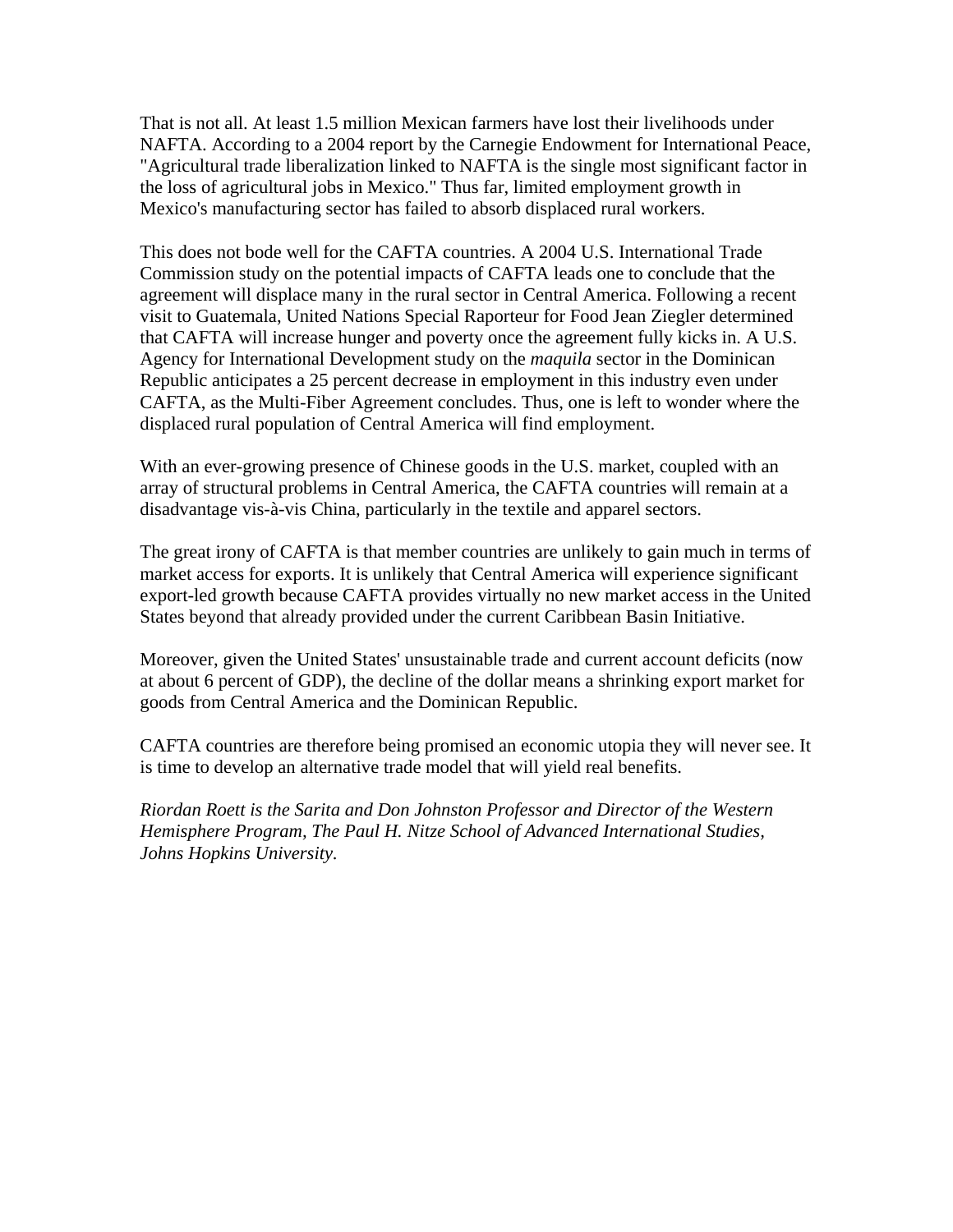That is not all. At least 1.5 million Mexican farmers have lost their livelihoods under NAFTA. According to a 2004 report by the Carnegie Endowment for International Peace, "Agricultural trade liberalization linked to NAFTA is the single most significant factor in the loss of agricultural jobs in Mexico." Thus far, limited employment growth in Mexico's manufacturing sector has failed to absorb displaced rural workers.

This does not bode well for the CAFTA countries. A 2004 U.S. International Trade Commission study on the potential impacts of CAFTA leads one to conclude that the agreement will displace many in the rural sector in Central America. Following a recent visit to Guatemala, United Nations Special Raporteur for Food Jean Ziegler determined that CAFTA will increase hunger and poverty once the agreement fully kicks in. A U.S. Agency for International Development study on the *maquila* sector in the Dominican Republic anticipates a 25 percent decrease in employment in this industry even under CAFTA, as the Multi-Fiber Agreement concludes. Thus, one is left to wonder where the displaced rural population of Central America will find employment.

With an ever-growing presence of Chinese goods in the U.S. market, coupled with an array of structural problems in Central America, the CAFTA countries will remain at a disadvantage vis-à-vis China, particularly in the textile and apparel sectors.

The great irony of CAFTA is that member countries are unlikely to gain much in terms of market access for exports. It is unlikely that Central America will experience significant export-led growth because CAFTA provides virtually no new market access in the United States beyond that already provided under the current Caribbean Basin Initiative.

Moreover, given the United States' unsustainable trade and current account deficits (now at about 6 percent of GDP), the decline of the dollar means a shrinking export market for goods from Central America and the Dominican Republic.

CAFTA countries are therefore being promised an economic utopia they will never see. It is time to develop an alternative trade model that will yield real benefits.

*Riordan Roett is the Sarita and Don Johnston Professor and Director of the Western Hemisphere Program, The Paul H. Nitze School of Advanced International Studies, Johns Hopkins University.*